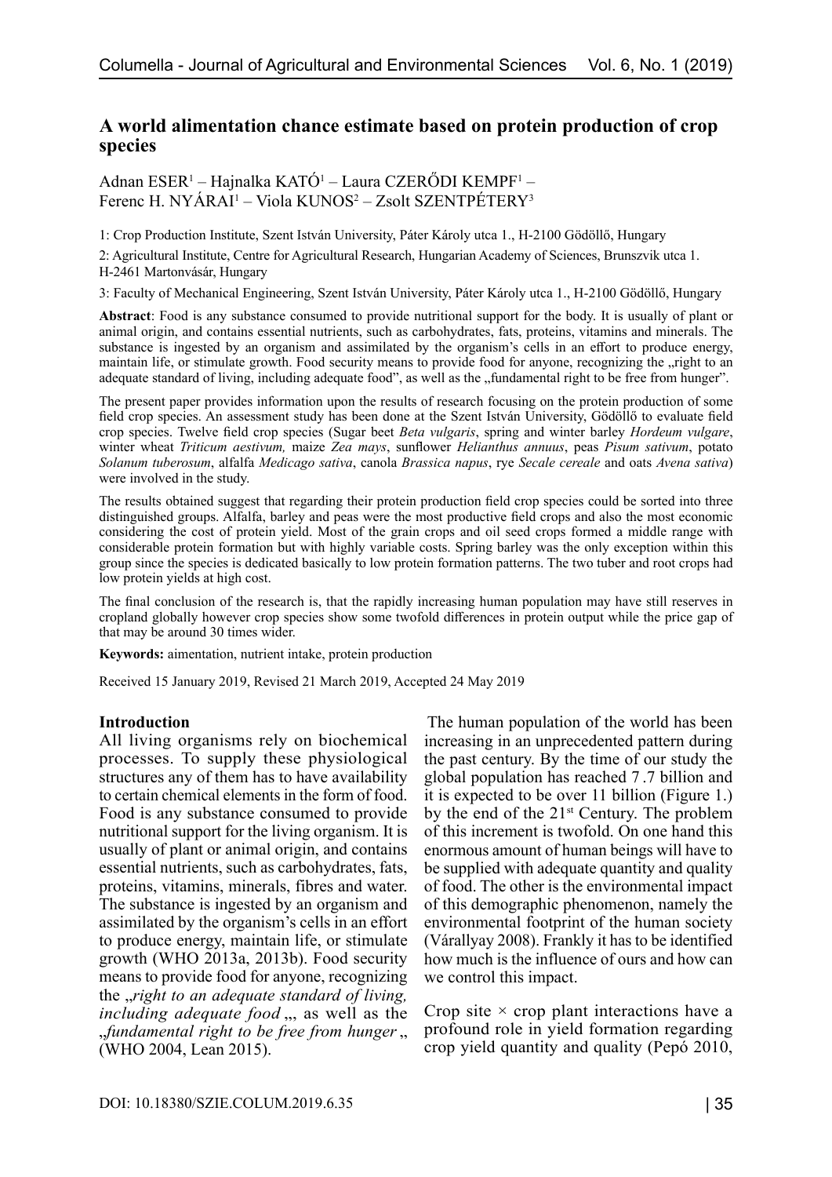## A world alimentation chance estimate based on protein production of crop species

Adnan ESER[1] – Hajnalka KATÓ[1] – Laura CZERŐDI KEMPF[1] – Ferenc H. NYÁRAI[1] – Viola KUNOS[2] – Zsolt SZENTPÉTERY[3]

1: Crop Production Institute, Szent István University, Páter Károly utca 1., H-2100 Gödöllő, Hungary

2: Agricultural Institute, Centre for Agricultural Research, Hungarian Academy of Sciences, Brunszvik utca 1. H-2461 Martonvásár, Hungary

3: Faculty of Mechanical Engineering, Szent István University, Páter Károly utca 1., H-2100 Gödöllő, Hungary

**Abstract**: Food is any substance consumed to provide nutritional support for the body. It is usually of plant or animal origin, and contains essential nutrients, such as carbohydrates, fats, proteins, vitamins and minerals. The substance is ingested by an organism and assimilated by the organism's cells in an effort to produce energy, maintain life, or stimulate growth. Food security means to provide food for anyone, recognizing the „right to an adequate standard of living, including adequate food", as well as the „fundamental right to be free from hunger".

The present paper provides information upon the results of research focusing on the protein production of some field crop species. An assessment study has been done at the Szent István University, Gödöllő to evaluate field crop species. Twelve field crop species (Sugar beet *Beta vulgaris*, spring and winter barley *Hordeum vulgare*, winter wheat *Triticum aestivum,* maize *Zea mays*, sunflower *Helianthus annuus*, peas *Pisum sativum*, potato *Solanum tuberosum*, alfalfa *Medicago sativa*, canola *Brassica napus*, rye *Secale cereale* and oats *Avena sativa*) were involved in the study.

The results obtained suggest that regarding their protein production field crop species could be sorted into three distinguished groups. Alfalfa, barley and peas were the most productive field crops and also the most economic considering the cost of protein yield. Most of the grain crops and oil seed crops formed a middle range with considerable protein formation but with highly variable costs. Spring barley was the only exception within this group since the species is dedicated basically to low protein formation patterns. The two tuber and root crops had low protein yields at high cost.

The final conclusion of the research is, that the rapidly increasing human population may have still reserves in cropland globally however crop species show some twofold differences in protein output while the price gap of that may be around 30 times wider.

**Keywords:** aimentation, nutrient intake, protein production

Received 15 January 2019, Revised 21 March 2019, Accepted 24 May 2019

### Introduction

All living organisms rely on biochemical processes. To supply these physiological structures any of them has to have availability to certain chemical elements in the form of food. Food is any substance consumed to provide nutritional support for the living organism. It is usually of plant or animal origin, and contains essential nutrients, such as carbohydrates, fats, proteins, vitamins, minerals, fibres and water. The substance is ingested by an organism and assimilated by the organism's cells in an effort to produce energy, maintain life, or stimulate growth (WHO 2013a, 2013b). Food security means to provide food for anyone, recognizing the „*right to an adequate standard of living, including adequate food* „, as well as the „*fundamental right to be free from hunger* „ (WHO 2004, Lean 2015).

The human population of the world has been increasing in an unprecedented pattern during the past century. By the time of our study the global population has reached 7 .7 billion and it is expected to be over 11 billion (Figure 1.) by the end of the 21st Century. The problem of this increment is twofold. On one hand this enormous amount of human beings will have to be supplied with adequate quantity and quality of food. The other is the environmental impact of this demographic phenomenon, namely the environmental footprint of the human society (Várallyay 2008). Frankly it has to be identified how much is the influence of ours and how can we control this impact.

Crop site × crop plant interactions have a profound role in yield formation regarding crop yield quantity and quality (Pepó 2010,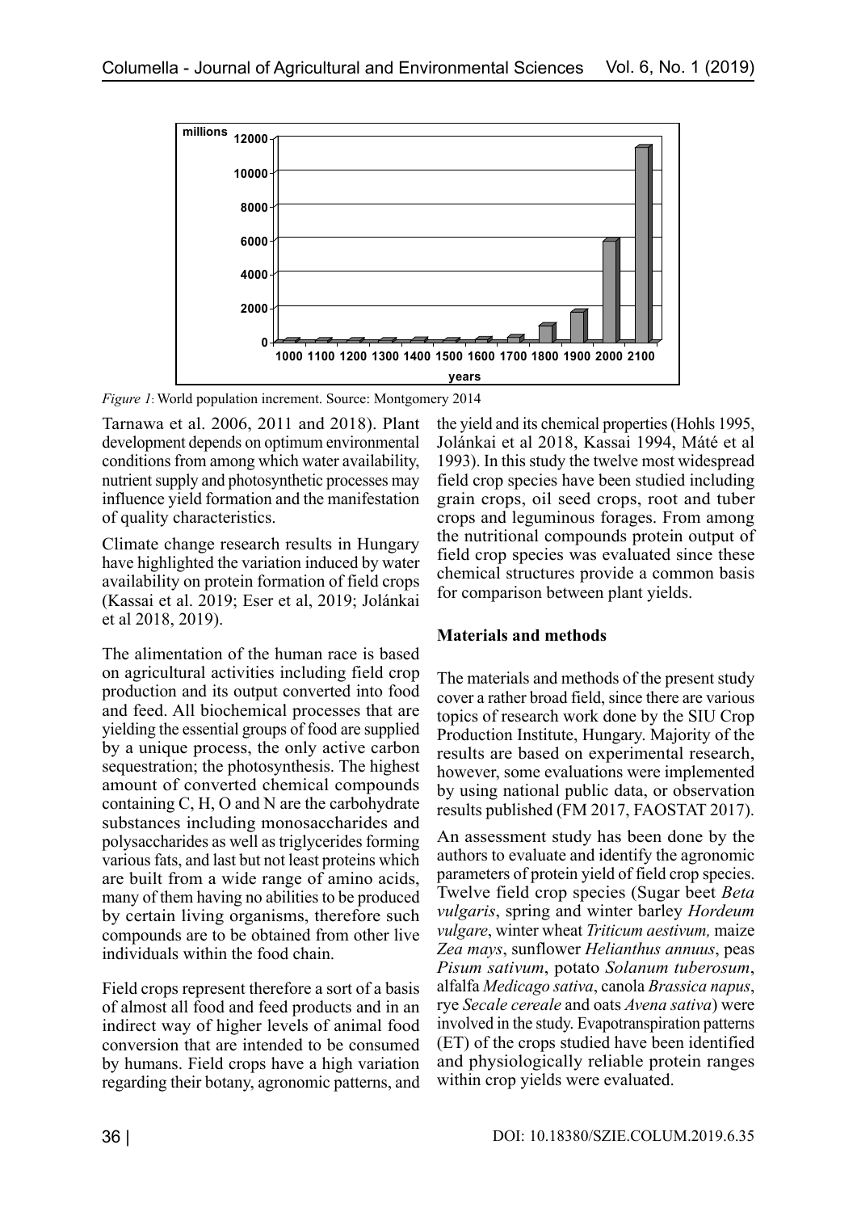*Figure 1*: World population increment. Source: Montgomery 2014

Tarnawa et al. 2006, 2011 and 2018). Plant development depends on optimum environmental conditions from among which water availability, nutrient supply and photosynthetic processes may influence yield formation and the manifestation of quality characteristics.

Climate change research results in Hungary have highlighted the variation induced by water availability on protein formation of field crops (Kassai et al. 2019; Eser et al, 2019; Jolánkai et al 2018, 2019).

The alimentation of the human race is based on agricultural activities including field crop production and its output converted into food and feed. All biochemical processes that are yielding the essential groups of food are supplied by a unique process, the only active carbon sequestration; the photosynthesis. The highest amount of converted chemical compounds containing C, H, O and N are the carbohydrate substances including monosaccharides and polysaccharides as well as triglycerides forming various fats, and last but not least proteins which are built from a wide range of amino acids, many of them having no abilities to be produced by certain living organisms, therefore such compounds are to be obtained from other live individuals within the food chain.

Field crops represent therefore a sort of a basis of almost all food and feed products and in an indirect way of higher levels of animal food conversion that are intended to be consumed by humans. Field crops have a high variation regarding their botany, agronomic patterns, and the yield and its chemical properties (Hohls 1995, Jolánkai et al 2018, Kassai 1994, Máté et al 1993). In this study the twelve most widespread field crop species have been studied including grain crops, oil seed crops, root and tuber crops and leguminous forages. From among the nutritional compounds protein output of field crop species was evaluated since these chemical structures provide a common basis for comparison between plant yields.

## Materials and methods

The materials and methods of the present study cover a rather broad field, since there are various topics of research work done by the SIU Crop Production Institute, Hungary. Majority of the results are based on experimental research, however, some evaluations were implemented by using national public data, or observation results published (FM 2017, FAOSTAT 2017).

An assessment study has been done by the authors to evaluate and identify the agronomic parameters of protein yield of field crop species. Twelve field crop species (Sugar beet *Beta vulgaris*, spring and winter barley *Hordeum vulgare*, winter wheat *Triticum aestivum,* maize *Zea mays*, sunflower *Helianthus annuus*, peas *Pisum sativum*, potato *Solanum tuberosum*, alfalfa *Medicago sativa*, canola *Brassica napus*, rye *Secale cereale* and oats *Avena sativa*) were involved in the study. Evapotranspiration patterns (ET) of the crops studied have been identified and physiologically reliable protein ranges within crop yields were evaluated.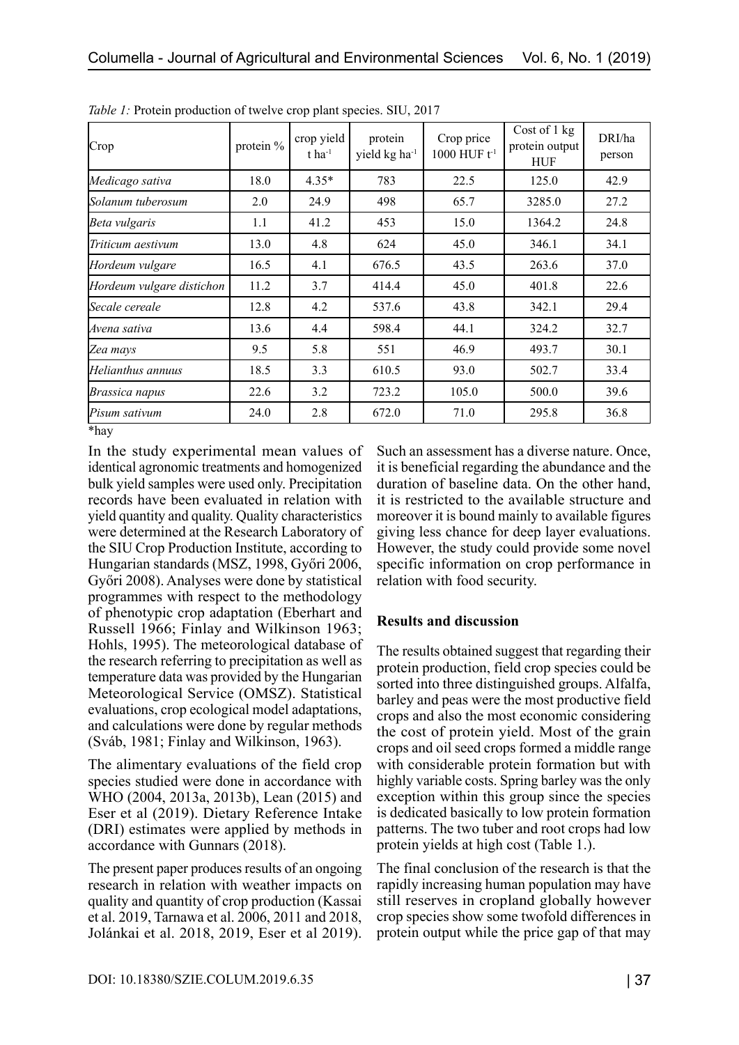*Table 1:* Protein production of twelve crop plant species. SIU, 2017

| Crop | protein % | crop yield t ha$^{-1}$ | protein yield kg ha$^{-1}$ | Crop price 1000 HUF t$^{-1}$ | Cost of 1 kg protein output HUF | DRI/ha person |
|---|---|---|---|---|---|---|
| *Medicago sativa* | 18.0 | 4.35* | 783 | 22.5 | 125.0 | 42.9 |
| *Solanum tuberosum* | 2.0 | 24.9 | 498 | 65.7 | 3285.0 | 27.2 |
| *Beta vulgaris* | 1.1 | 41.2 | 453 | 15.0 | 1364.2 | 24.8 |
| *Triticum aestivum* | 13.0 | 4.8 | 624 | 45.0 | 346.1 | 34.1 |
| *Hordeum vulgare* | 16.5 | 4.1 | 676.5 | 43.5 | 263.6 | 37.0 |
| *Hordeum vulgare distichon* | 11.2 | 3.7 | 414.4 | 45.0 | 401.8 | 22.6 |
| *Secale cereale* | 12.8 | 4.2 | 537.6 | 43.8 | 342.1 | 29.4 |
| *Avena sativa* | 13.6 | 4.4 | 598.4 | 44.1 | 324.2 | 32.7 |
| *Zea mays* | 9.5 | 5.8 | 551 | 46.9 | 493.7 | 30.1 |
| *Helianthus annuus* | 18.5 | 3.3 | 610.5 | 93.0 | 502.7 | 33.4 |
| *Brassica napus* | 22.6 | 3.2 | 723.2 | 105.0 | 500.0 | 39.6 |
| *Pisum sativum* | 24.0 | 2.8 | 672.0 | 71.0 | 295.8 | 36.8 |

*hay

In the study experimental mean values of identical agronomic treatments and homogenized bulk yield samples were used only. Precipitation records have been evaluated in relation with yield quantity and quality. Quality characteristics were determined at the Research Laboratory of the SIU Crop Production Institute, according to Hungarian standards (MSZ, 1998, Győri 2006, Győri 2008). Analyses were done by statistical programmes with respect to the methodology of phenotypic crop adaptation (Eberhart and Russell 1966; Finlay and Wilkinson 1963; Hohls, 1995). The meteorological database of the research referring to precipitation as well as temperature data was provided by the Hungarian Meteorological Service (OMSZ). Statistical evaluations, crop ecological model adaptations, and calculations were done by regular methods (Sváb, 1981; Finlay and Wilkinson, 1963).

The alimentary evaluations of the field crop species studied were done in accordance with WHO (2004, 2013a, 2013b), Lean (2015) and Eser et al (2019). Dietary Reference Intake (DRI) estimates were applied by methods in accordance with Gunnars (2018).

The present paper produces results of an ongoing research in relation with weather impacts on quality and quantity of crop production (Kassai et al. 2019, Tarnawa et al. 2006, 2011 and 2018, Jolánkai et al. 2018, 2019, Eser et al 2019). Such an assessment has a diverse nature. Once, it is beneficial regarding the abundance and the duration of baseline data. On the other hand, it is restricted to the available structure and moreover it is bound mainly to available figures giving less chance for deep layer evaluations. However, the study could provide some novel specific information on crop performance in relation with food security.

## Results and discussion

The results obtained suggest that regarding their protein production, field crop species could be sorted into three distinguished groups. Alfalfa, barley and peas were the most productive field crops and also the most economic considering the cost of protein yield. Most of the grain crops and oil seed crops formed a middle range with considerable protein formation but with highly variable costs. Spring barley was the only exception within this group since the species is dedicated basically to low protein formation patterns. The two tuber and root crops had low protein yields at high cost (Table 1.).

The final conclusion of the research is that the rapidly increasing human population may have still reserves in cropland globally however crop species show some twofold differences in protein output while the price gap of that may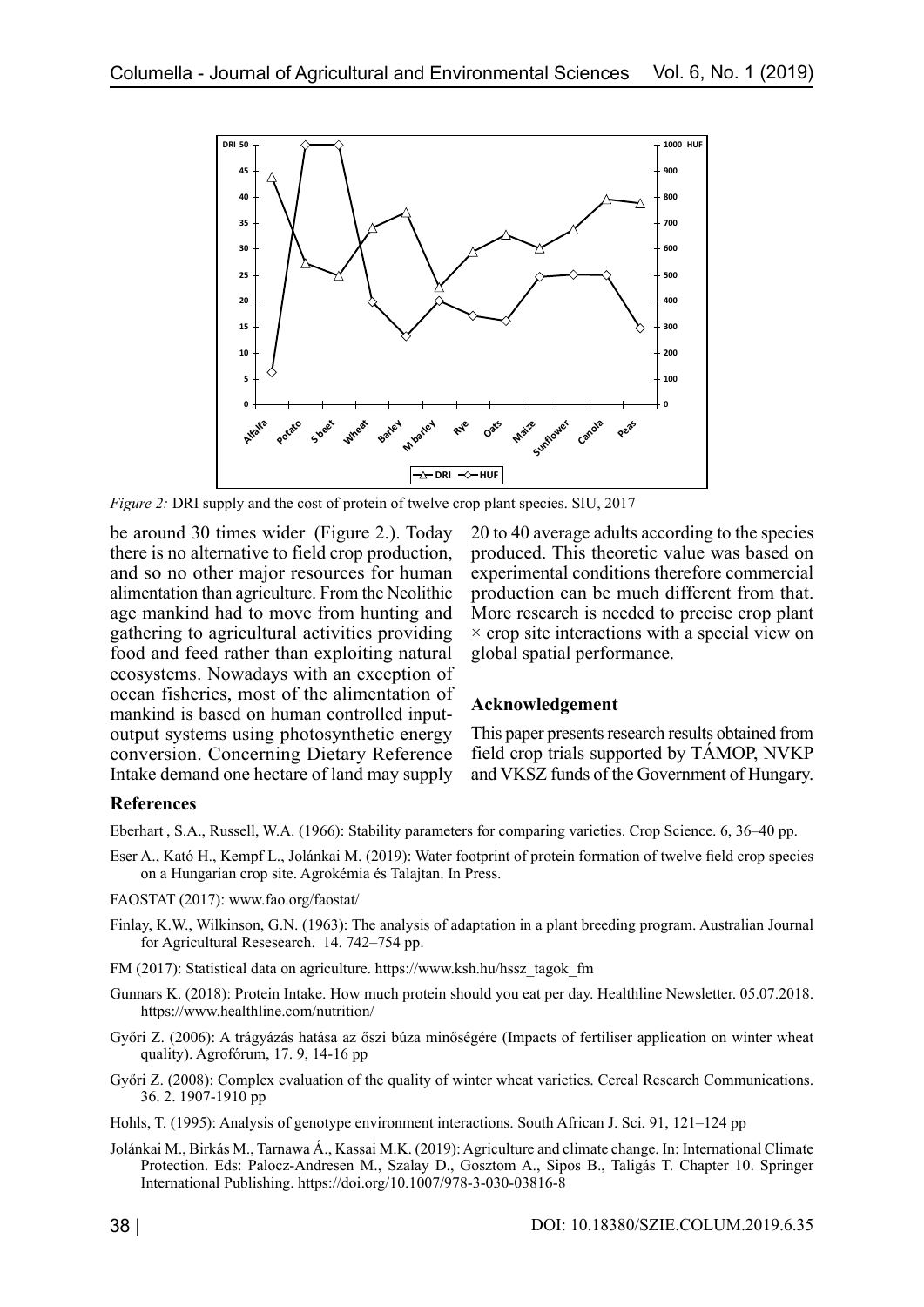*Figure 2:* DRI supply and the cost of protein of twelve crop plant species. SIU, 2017

be around 30 times wider (Figure 2.). Today there is no alternative to field crop production, and so no other major resources for human alimentation than agriculture. From the Neolithic age mankind had to move from hunting and gathering to agricultural activities providing food and feed rather than exploiting natural ecosystems. Nowadays with an exception of ocean fisheries, most of the alimentation of mankind is based on human controlled input-output systems using photosynthetic energy conversion. Concerning Dietary Reference Intake demand one hectare of land may supply 20 to 40 average adults according to the species produced. This theoretic value was based on experimental conditions therefore commercial production can be much different from that. More research is needed to precise crop plant × crop site interactions with a special view on global spatial performance.

### Acknowledgement

This paper presents research results obtained from field crop trials supported by TÁMOP, NVKP and VKSZ funds of the Government of Hungary.

### References

Eberhart , S.A., Russell, W.A. (1966): Stability parameters for comparing varieties. Crop Science. 6, 36–40 pp.

Eser A., Kató H., Kempf L., Jolánkai M. (2019): Water footprint of protein formation of twelve field crop species on a Hungarian crop site. Agrokémia és Talajtan. In Press.

FAOSTAT (2017): www.fao.org/faostat/

Finlay, K.W., Wilkinson, G.N. (1963): The analysis of adaptation in a plant breeding program. Australian Journal for Agricultural Resesearch. 14. 742–754 pp.

FM (2017): Statistical data on agriculture. https://www.ksh.hu/hssz_tagok_fm

Gunnars K. (2018): Protein Intake. How much protein should you eat per day. Healthline Newsletter. 05.07.2018. https://www.healthline.com/nutrition/

Győri Z. (2006): A trágyázás hatása az őszi búza minőségére (Impacts of fertiliser application on winter wheat quality). Agrofórum, 17. 9, 14-16 pp

Győri Z. (2008): Complex evaluation of the quality of winter wheat varieties. Cereal Research Communications. 36. 2. 1907-1910 pp

Hohls, T. (1995): Analysis of genotype environment interactions. South African J. Sci. 91, 121–124 pp

Jolánkai M., Birkás M., Tarnawa Á., Kassai M.K. (2019): Agriculture and climate change. In: International Climate Protection. Eds: Palocz-Andresen M., Szalay D., Gosztom A., Sipos B., Taligás T. Chapter 10. Springer International Publishing. https://doi.org/10.1007/978-3-030-03816-8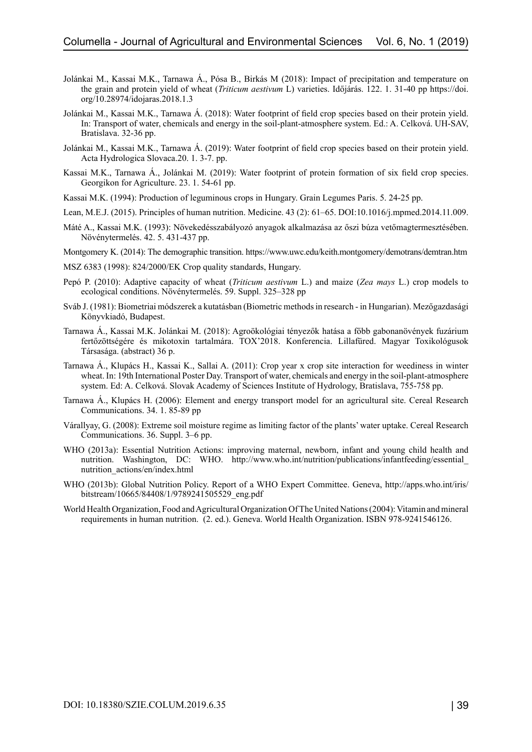Jolánkai M., Kassai M.K., Tarnawa Á., Pósa B., Birkás M (2018): Impact of precipitation and temperature on the grain and protein yield of wheat (*Triticum aestivum* L) varieties. Időjárás. 122. 1. 31-40 pp https://doi.org/10.28974/idojaras.2018.1.3

Jolánkai M., Kassai M.K., Tarnawa Á. (2018): Water footprint of field crop species based on their protein yield. In: Transport of water, chemicals and energy in the soil-plant-atmosphere system. Ed.: A. Celková. UH-SAV, Bratislava. 32-36 pp.

Jolánkai M., Kassai M.K., Tarnawa Á. (2019): Water footprint of field crop species based on their protein yield. Acta Hydrologica Slovaca.20. 1. 3-7. pp.

Kassai M.K., Tarnawa Á., Jolánkai M. (2019): Water footprint of protein formation of six field crop species. Georgikon for Agriculture. 23. 1. 54-61 pp.

Kassai M.K. (1994): Production of leguminous crops in Hungary. Grain Legumes Paris. 5. 24-25 pp.

Lean, M.E.J. (2015). Principles of human nutrition. Medicine. 43 (2): 61–65. DOI:10.1016/j.mpmed.2014.11.009.

Máté A., Kassai M.K. (1993): Növekedésszabályozó anyagok alkalmazása az őszi búza vetőmagtermesztésében. Növénytermelés. 42. 5. 431-437 pp.

Montgomery K. (2014): The demographic transition. https://www.uwc.edu/keith.montgomery/demotrans/demtran.htm

MSZ 6383 (1998): 824/2000/EK Crop quality standards, Hungary.

Pepó P. (2010): Adaptive capacity of wheat (*Triticum aestivum* L.) and maize (*Zea mays* L.) crop models to ecological conditions. Növénytermelés. 59. Suppl. 325–328 pp

Sváb J. (1981): Biometriai módszerek a kutatásban (Biometric methods in research - in Hungarian). Mezőgazdasági Könyvkiadó, Budapest.

Tarnawa Á., Kassai M.K. Jolánkai M. (2018): Agroökológiai tényezők hatása a főbb gabonanövények fuzárium fertőzöttségére és mikotoxin tartalmára. TOX'2018. Konferencia. Lillafüred. Magyar Toxikológusok Társasága. (abstract) 36 p.

Tarnawa Á., Klupács H., Kassai K., Sallai A. (2011): Crop year x crop site interaction for weediness in winter wheat. In: 19th International Poster Day. Transport of water, chemicals and energy in the soil-plant-atmosphere system. Ed: A. Celková. Slovak Academy of Sciences Institute of Hydrology, Bratislava, 755-758 pp.

Tarnawa Á., Klupács H. (2006): Element and energy transport model for an agricultural site. Cereal Research Communications. 34. 1. 85-89 pp

Várallyay, G. (2008): Extreme soil moisture regime as limiting factor of the plants' water uptake. Cereal Research Communications. 36. Suppl. 3–6 pp.

WHO (2013a): Essential Nutrition Actions: improving maternal, newborn, infant and young child health and nutrition. Washington, DC: WHO. http://www.who.int/nutrition/publications/infantfeeding/essential_nutrition_actions/en/index.html

WHO (2013b): Global Nutrition Policy. Report of a WHO Expert Committee. Geneva, http://apps.who.int/iris/bitstream/10665/84408/1/9789241505529_eng.pdf

World Health Organization, Food and Agricultural Organization Of The United Nations (2004): Vitamin and mineral requirements in human nutrition. (2. ed.). Geneva. World Health Organization. ISBN 978-9241546126.